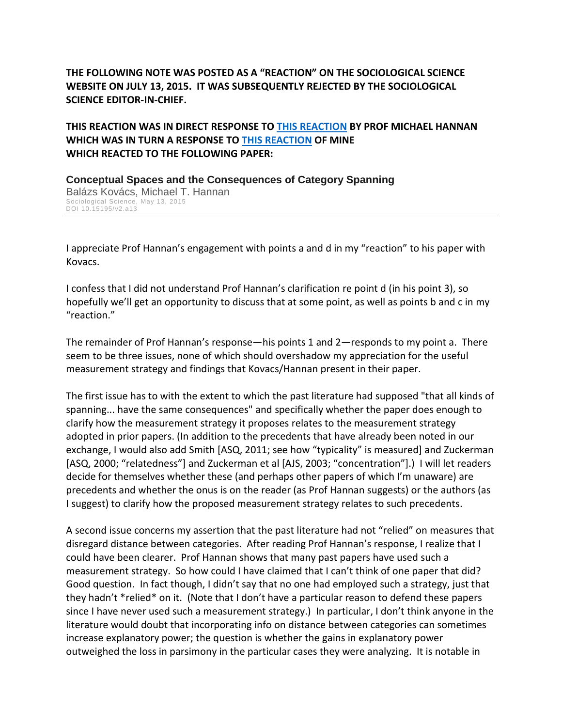**THE FOLLOWING NOTE WAS POSTED AS A "REACTION" ON THE SOCIOLOGICAL SCIENCE WEBSITE ON JULY 13, 2015. IT WAS SUBSEQUENTLY REJECTED BY THE SOCIOLOGICAL SCIENCE EDITOR-IN-CHIEF.**

**THIS REACTION WAS IN DIRECT RESPONSE TO THIS REACTION BY PROF MICHAEL HANNAN WHICH WAS IN TURN A RESPONSE TO THIS REACTION OF MINE WHICH REACTED TO THE FOLLOWING PAPER:**

**Conceptual Spaces and the Consequences of Category Spanning**
Balázs Kovács, Michael T. Hannan
Sociological Science, May 13, 2015
DOI 10.15195/v2.a13

---

I appreciate Prof Hannan's engagement with points a and d in my "reaction" to his paper with Kovacs.

I confess that I did not understand Prof Hannan's clarification re point d (in his point 3), so hopefully we'll get an opportunity to discuss that at some point, as well as points b and c in my "reaction."

The remainder of Prof Hannan's response—his points 1 and 2—responds to my point a. There seem to be three issues, none of which should overshadow my appreciation for the useful measurement strategy and findings that Kovacs/Hannan present in their paper.

The first issue has to with the extent to which the past literature had supposed "that all kinds of spanning... have the same consequences" and specifically whether the paper does enough to clarify how the measurement strategy it proposes relates to the measurement strategy adopted in prior papers. (In addition to the precedents that have already been noted in our exchange, I would also add Smith [ASQ, 2011; see how "typicality" is measured] and Zuckerman [ASQ, 2000; "relatedness"] and Zuckerman et al [AJS, 2003; "concentration"].) I will let readers decide for themselves whether these (and perhaps other papers of which I'm unaware) are precedents and whether the onus is on the reader (as Prof Hannan suggests) or the authors (as I suggest) to clarify how the proposed measurement strategy relates to such precedents.

A second issue concerns my assertion that the past literature had not "relied" on measures that disregard distance between categories. After reading Prof Hannan's response, I realize that I could have been clearer. Prof Hannan shows that many past papers have used such a measurement strategy. So how could I have claimed that I can't think of one paper that did? Good question. In fact though, I didn't say that no one had employed such a strategy, just that they hadn't *relied* on it. (Note that I don't have a particular reason to defend these papers since I have never used such a measurement strategy.) In particular, I don't think anyone in the literature would doubt that incorporating info on distance between categories can sometimes increase explanatory power; the question is whether the gains in explanatory power outweighed the loss in parsimony in the particular cases they were analyzing. It is notable in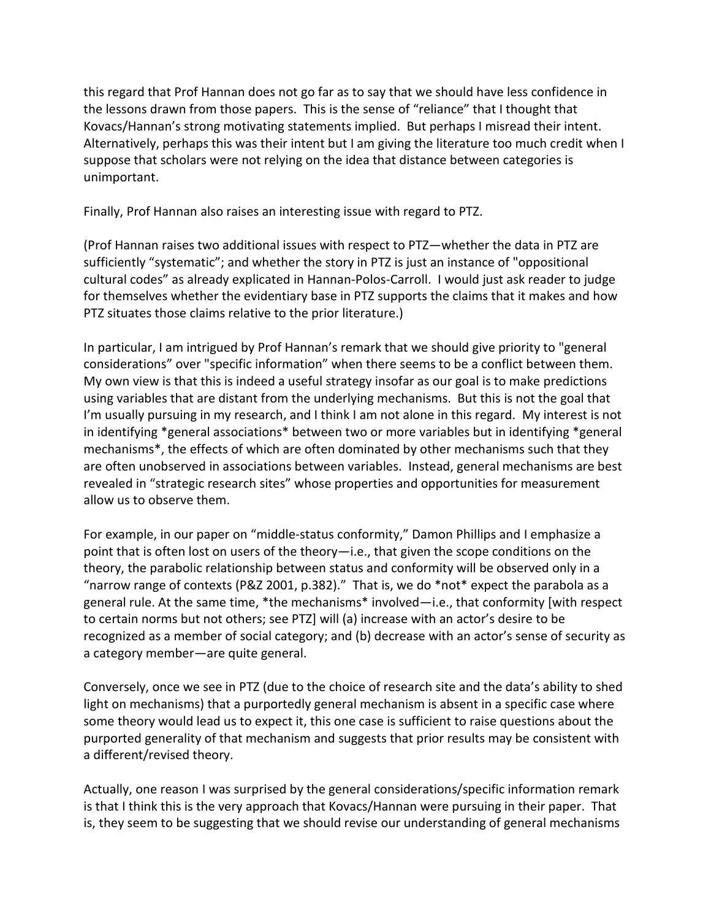this regard that Prof Hannan does not go far as to say that we should have less confidence in the lessons drawn from those papers. This is the sense of "reliance" that I thought that Kovacs/Hannan's strong motivating statements implied. But perhaps I misread their intent. Alternatively, perhaps this was their intent but I am giving the literature too much credit when I suppose that scholars were not relying on the idea that distance between categories is unimportant.

Finally, Prof Hannan also raises an interesting issue with regard to PTZ.

(Prof Hannan raises two additional issues with respect to PTZ—whether the data in PTZ are sufficiently "systematic"; and whether the story in PTZ is just an instance of "oppositional cultural codes" as already explicated in Hannan-Polos-Carroll. I would just ask reader to judge for themselves whether the evidentiary base in PTZ supports the claims that it makes and how PTZ situates those claims relative to the prior literature.)

In particular, I am intrigued by Prof Hannan's remark that we should give priority to "general considerations" over "specific information" when there seems to be a conflict between them. My own view is that this is indeed a useful strategy insofar as our goal is to make predictions using variables that are distant from the underlying mechanisms. But this is not the goal that I'm usually pursuing in my research, and I think I am not alone in this regard. My interest is not in identifying *general associations* between two or more variables but in identifying *general mechanisms*, the effects of which are often dominated by other mechanisms such that they are often unobserved in associations between variables. Instead, general mechanisms are best revealed in "strategic research sites" whose properties and opportunities for measurement allow us to observe them.

For example, in our paper on "middle-status conformity," Damon Phillips and I emphasize a point that is often lost on users of the theory—i.e., that given the scope conditions on the theory, the parabolic relationship between status and conformity will be observed only in a "narrow range of contexts (P&Z 2001, p.382)." That is, we do *not* expect the parabola as a general rule. At the same time, *the mechanisms* involved—i.e., that conformity [with respect to certain norms but not others; see PTZ] will (a) increase with an actor's desire to be recognized as a member of social category; and (b) decrease with an actor's sense of security as a category member—are quite general.

Conversely, once we see in PTZ (due to the choice of research site and the data's ability to shed light on mechanisms) that a purportedly general mechanism is absent in a specific case where some theory would lead us to expect it, this one case is sufficient to raise questions about the purported generality of that mechanism and suggests that prior results may be consistent with a different/revised theory.

Actually, one reason I was surprised by the general considerations/specific information remark is that I think this is the very approach that Kovacs/Hannan were pursuing in their paper. That is, they seem to be suggesting that we should revise our understanding of general mechanisms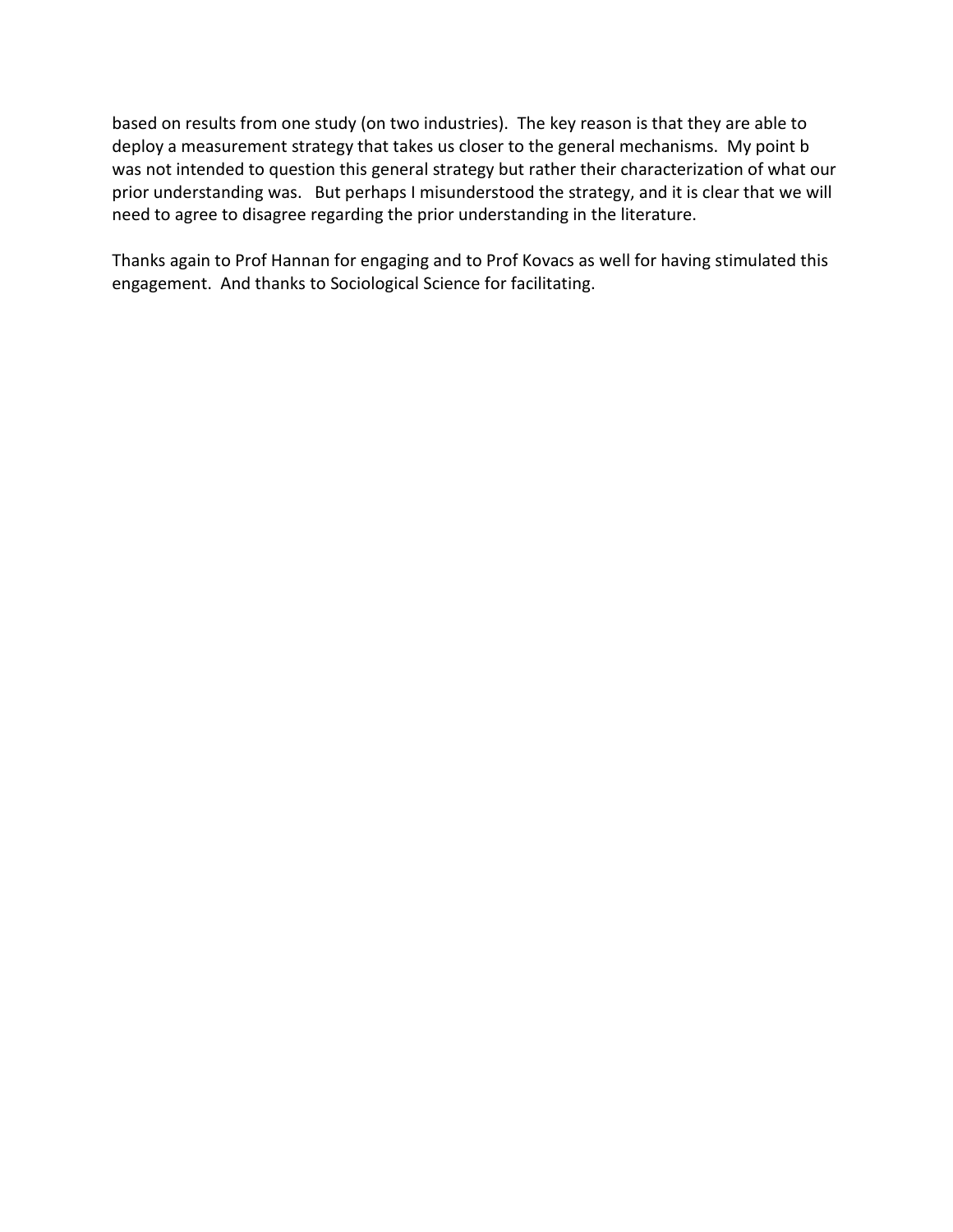based on results from one study (on two industries). The key reason is that they are able to deploy a measurement strategy that takes us closer to the general mechanisms. My point b was not intended to question this general strategy but rather their characterization of what our prior understanding was. But perhaps I misunderstood the strategy, and it is clear that we will need to agree to disagree regarding the prior understanding in the literature.

Thanks again to Prof Hannan for engaging and to Prof Kovacs as well for having stimulated this engagement. And thanks to Sociological Science for facilitating.